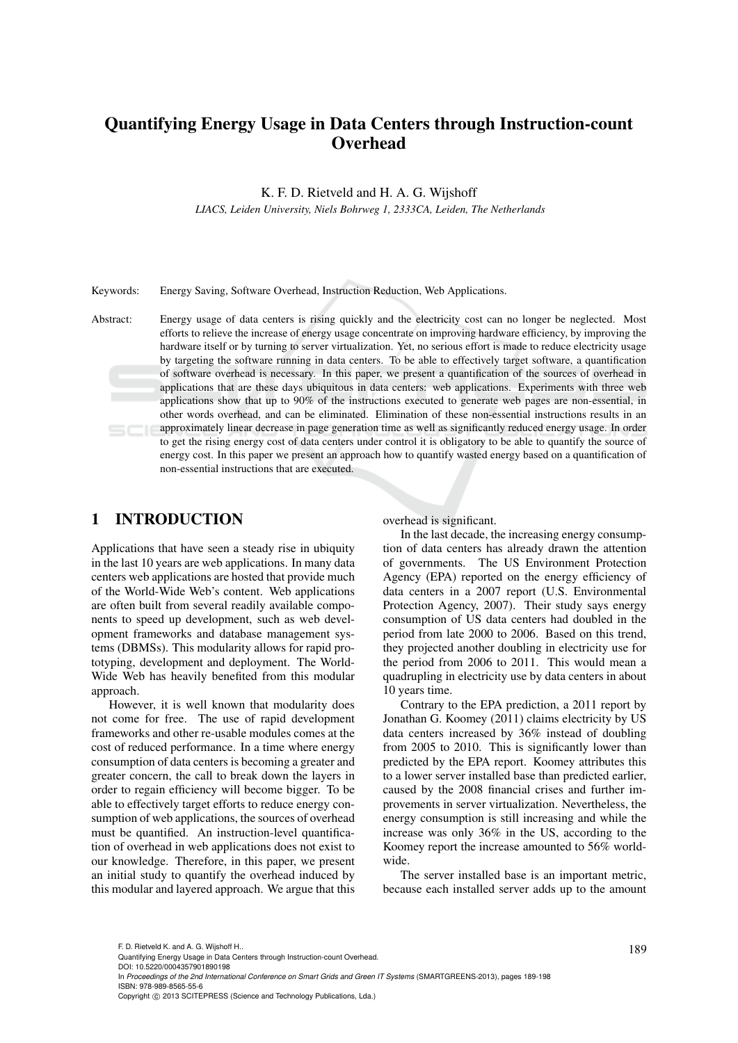# Quantifying Energy Usage in Data Centers through Instruction-count Overhead

K. F. D. Rietveld and H. A. G. Wijshoff

*LIACS, Leiden University, Niels Bohrweg 1, 2333CA, Leiden, The Netherlands*

Keywords: Energy Saving, Software Overhead, Instruction Reduction, Web Applications.

Abstract: Energy usage of data centers is rising quickly and the electricity cost can no longer be neglected. Most efforts to relieve the increase of energy usage concentrate on improving hardware efficiency, by improving the hardware itself or by turning to server virtualization. Yet, no serious effort is made to reduce electricity usage by targeting the software running in data centers. To be able to effectively target software, a quantification of software overhead is necessary. In this paper, we present a quantification of the sources of overhead in applications that are these days ubiquitous in data centers: web applications. Experiments with three web applications show that up to 90% of the instructions executed to generate web pages are non-essential, in other words overhead, and can be eliminated. Elimination of these non-essential instructions results in an approximately linear decrease in page generation time as well as significantly reduced energy usage. In order to get the rising energy cost of data centers under control it is obligatory to be able to quantify the source of energy cost. In this paper we present an approach how to quantify wasted energy based on a quantification of non-essential instructions that are executed.

## 1 INTRODUCTION

Applications that have seen a steady rise in ubiquity in the last 10 years are web applications. In many data centers web applications are hosted that provide much of the World-Wide Web's content. Web applications are often built from several readily available components to speed up development, such as web development frameworks and database management systems (DBMSs). This modularity allows for rapid prototyping, development and deployment. The World-Wide Web has heavily benefited from this modular approach.

However, it is well known that modularity does not come for free. The use of rapid development frameworks and other re-usable modules comes at the cost of reduced performance. In a time where energy consumption of data centers is becoming a greater and greater concern, the call to break down the layers in order to regain efficiency will become bigger. To be able to effectively target efforts to reduce energy consumption of web applications, the sources of overhead must be quantified. An instruction-level quantification of overhead in web applications does not exist to our knowledge. Therefore, in this paper, we present an initial study to quantify the overhead induced by this modular and layered approach. We argue that this overhead is significant.

In the last decade, the increasing energy consumption of data centers has already drawn the attention of governments. The US Environment Protection Agency (EPA) reported on the energy efficiency of data centers in a 2007 report (U.S. Environmental Protection Agency, 2007). Their study says energy consumption of US data centers had doubled in the period from late 2000 to 2006. Based on this trend, they projected another doubling in electricity use for the period from 2006 to 2011. This would mean a quadrupling in electricity use by data centers in about 10 years time.

Contrary to the EPA prediction, a 2011 report by Jonathan G. Koomey (2011) claims electricity by US data centers increased by 36% instead of doubling from 2005 to 2010. This is significantly lower than predicted by the EPA report. Koomey attributes this to a lower server installed base than predicted earlier, caused by the 2008 financial crises and further improvements in server virtualization. Nevertheless, the energy consumption is still increasing and while the increase was only 36% in the US, according to the Koomey report the increase amounted to 56% worldwide.

The server installed base is an important metric, because each installed server adds up to the amount

F. D. Rietveld K. and A. G. Wijshoff H..
Quantifying Energy Usage in Data Centers through Instruction-count Overhead.
DOI: 10.5220/0004357901890198
In *Proceedings of the 2nd International Conference on Smart Grids and Green IT Systems* (SMARTGREENS-2013), pages 189-198
ISBN: 978-989-8565-55-6
Copyright © 2013 SCITEPRESS (Science and Technology Publications, Lda.)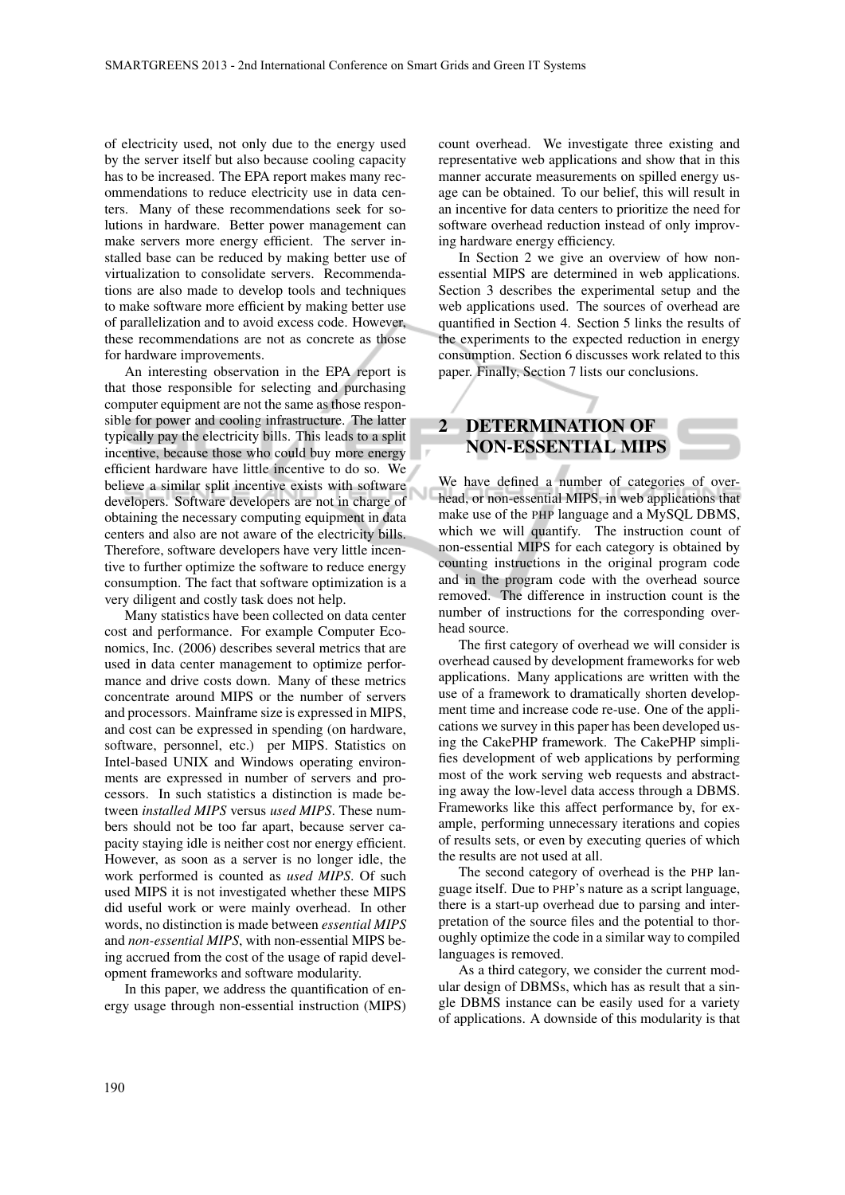of electricity used, not only due to the energy used by the server itself but also because cooling capacity has to be increased. The EPA report makes many recommendations to reduce electricity use in data centers. Many of these recommendations seek for solutions in hardware. Better power management can make servers more energy efficient. The server installed base can be reduced by making better use of virtualization to consolidate servers. Recommendations are also made to develop tools and techniques to make software more efficient by making better use of parallelization and to avoid excess code. However, these recommendations are not as concrete as those for hardware improvements.

An interesting observation in the EPA report is that those responsible for selecting and purchasing computer equipment are not the same as those responsible for power and cooling infrastructure. The latter typically pay the electricity bills. This leads to a split incentive, because those who could buy more energy efficient hardware have little incentive to do so. We believe a similar split incentive exists with software developers. Software developers are not in charge of obtaining the necessary computing equipment in data centers and also are not aware of the electricity bills. Therefore, software developers have very little incentive to further optimize the software to reduce energy consumption. The fact that software optimization is a very diligent and costly task does not help.

Many statistics have been collected on data center cost and performance. For example Computer Economics, Inc. (2006) describes several metrics that are used in data center management to optimize performance and drive costs down. Many of these metrics concentrate around MIPS or the number of servers and processors. Mainframe size is expressed in MIPS, and cost can be expressed in spending (on hardware, software, personnel, etc.) per MIPS. Statistics on Intel-based UNIX and Windows operating environments are expressed in number of servers and processors. In such statistics a distinction is made between *installed MIPS* versus *used MIPS*. These numbers should not be too far apart, because server capacity staying idle is neither cost nor energy efficient. However, as soon as a server is no longer idle, the work performed is counted as *used MIPS*. Of such used MIPS it is not investigated whether these MIPS did useful work or were mainly overhead. In other words, no distinction is made between *essential MIPS* and *non-essential MIPS*, with non-essential MIPS being accrued from the cost of the usage of rapid development frameworks and software modularity.

In this paper, we address the quantification of energy usage through non-essential instruction (MIPS) count overhead. We investigate three existing and representative web applications and show that in this manner accurate measurements on spilled energy usage can be obtained. To our belief, this will result in an incentive for data centers to prioritize the need for software overhead reduction instead of only improving hardware energy efficiency.

In Section 2 we give an overview of how non-essential MIPS are determined in web applications. Section 3 describes the experimental setup and the web applications used. The sources of overhead are quantified in Section 4. Section 5 links the results of the experiments to the expected reduction in energy consumption. Section 6 discusses work related to this paper. Finally, Section 7 lists our conclusions.

## 2 DETERMINATION OF NON-ESSENTIAL MIPS

We have defined a number of categories of overhead, or non-essential MIPS, in web applications that make use of the PHP language and a MySQL DBMS, which we will quantify. The instruction count of non-essential MIPS for each category is obtained by counting instructions in the original program code and in the program code with the overhead source removed. The difference in instruction count is the number of instructions for the corresponding overhead source.

The first category of overhead we will consider is overhead caused by development frameworks for web applications. Many applications are written with the use of a framework to dramatically shorten development time and increase code re-use. One of the applications we survey in this paper has been developed using the CakePHP framework. The CakePHP simplifies development of web applications by performing most of the work serving web requests and abstracting away the low-level data access through a DBMS. Frameworks like this affect performance by, for example, performing unnecessary iterations and copies of results sets, or even by executing queries of which the results are not used at all.

The second category of overhead is the PHP language itself. Due to PHP's nature as a script language, there is a start-up overhead due to parsing and interpretation of the source files and the potential to thoroughly optimize the code in a similar way to compiled languages is removed.

As a third category, we consider the current modular design of DBMSs, which has as result that a single DBMS instance can be easily used for a variety of applications. A downside of this modularity is that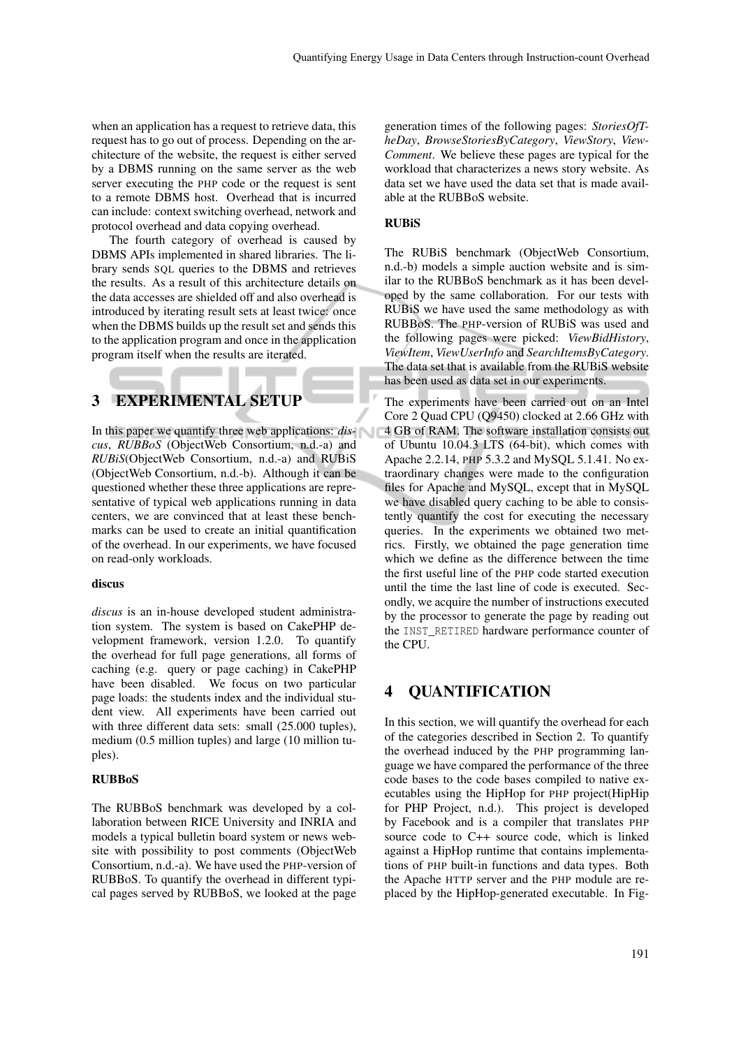when an application has a request to retrieve data, this request has to go out of process. Depending on the architecture of the website, the request is either served by a DBMS running on the same server as the web server executing the PHP code or the request is sent to a remote DBMS host. Overhead that is incurred can include: context switching overhead, network and protocol overhead and data copying overhead.

The fourth category of overhead is caused by DBMS APIs implemented in shared libraries. The library sends SQL queries to the DBMS and retrieves the results. As a result of this architecture details on the data accesses are shielded off and also overhead is introduced by iterating result sets at least twice: once when the DBMS builds up the result set and sends this to the application program and once in the application program itself when the results are iterated.

# 3 EXPERIMENTAL SETUP

In this paper we quantify three web applications: *discus*, *RUBBoS* (ObjectWeb Consortium, n.d.-a) and *RUBiS*(ObjectWeb Consortium, n.d.-a) and RUBiS (ObjectWeb Consortium, n.d.-b). Although it can be questioned whether these three applications are representative of typical web applications running in data centers, we are convinced that at least these benchmarks can be used to create an initial quantification of the overhead. In our experiments, we have focused on read-only workloads.

### discus

*discus* is an in-house developed student administration system. The system is based on CakePHP development framework, version 1.2.0. To quantify the overhead for full page generations, all forms of caching (e.g. query or page caching) in CakePHP have been disabled. We focus on two particular page loads: the students index and the individual student view. All experiments have been carried out with three different data sets: small (25.000 tuples), medium (0.5 million tuples) and large (10 million tuples).

### RUBBoS

The RUBBoS benchmark was developed by a collaboration between RICE University and INRIA and models a typical bulletin board system or news website with possibility to post comments (ObjectWeb Consortium, n.d.-a). We have used the PHP-version of RUBBoS. To quantify the overhead in different typical pages served by RUBBoS, we looked at the page generation times of the following pages: *StoriesOfTheDay*, *BrowseStoriesByCategory*, *ViewStory*, *ViewComment*. We believe these pages are typical for the workload that characterizes a news story website. As data set we have used the data set that is made available at the RUBBoS website.

### RUBiS

The RUBiS benchmark (ObjectWeb Consortium, n.d.-b) models a simple auction website and is similar to the RUBBoS benchmark as it has been developed by the same collaboration. For our tests with RUBiS we have used the same methodology as with RUBBoS. The PHP-version of RUBiS was used and the following pages were picked: *ViewBidHistory*, *ViewItem*, *ViewUserInfo* and *SearchItemsByCategory*. The data set that is available from the RUBiS website has been used as data set in our experiments.

The experiments have been carried out on an Intel Core 2 Quad CPU (Q9450) clocked at 2.66 GHz with 4 GB of RAM. The software installation consists out of Ubuntu 10.04.3 LTS (64-bit), which comes with Apache 2.2.14, PHP 5.3.2 and MySQL 5.1.41. No extraordinary changes were made to the configuration files for Apache and MySQL, except that in MySQL we have disabled query caching to be able to consistently quantify the cost for executing the necessary queries. In the experiments we obtained two metrics. Firstly, we obtained the page generation time which we define as the difference between the time the first useful line of the PHP code started execution until the time the last line of code is executed. Secondly, we acquire the number of instructions executed by the processor to generate the page by reading out the `INST_RETIRED` hardware performance counter of the CPU.

# 4 QUANTIFICATION

In this section, we will quantify the overhead for each of the categories described in Section 2. To quantify the overhead induced by the PHP programming language we have compared the performance of the three code bases to the code bases compiled to native executables using the HipHop for PHP project(HipHip for PHP Project, n.d.). This project is developed by Facebook and is a compiler that translates PHP source code to C++ source code, which is linked against a HipHop runtime that contains implementations of PHP built-in functions and data types. Both the Apache HTTP server and the PHP module are replaced by the HipHop-generated executable. In Fig-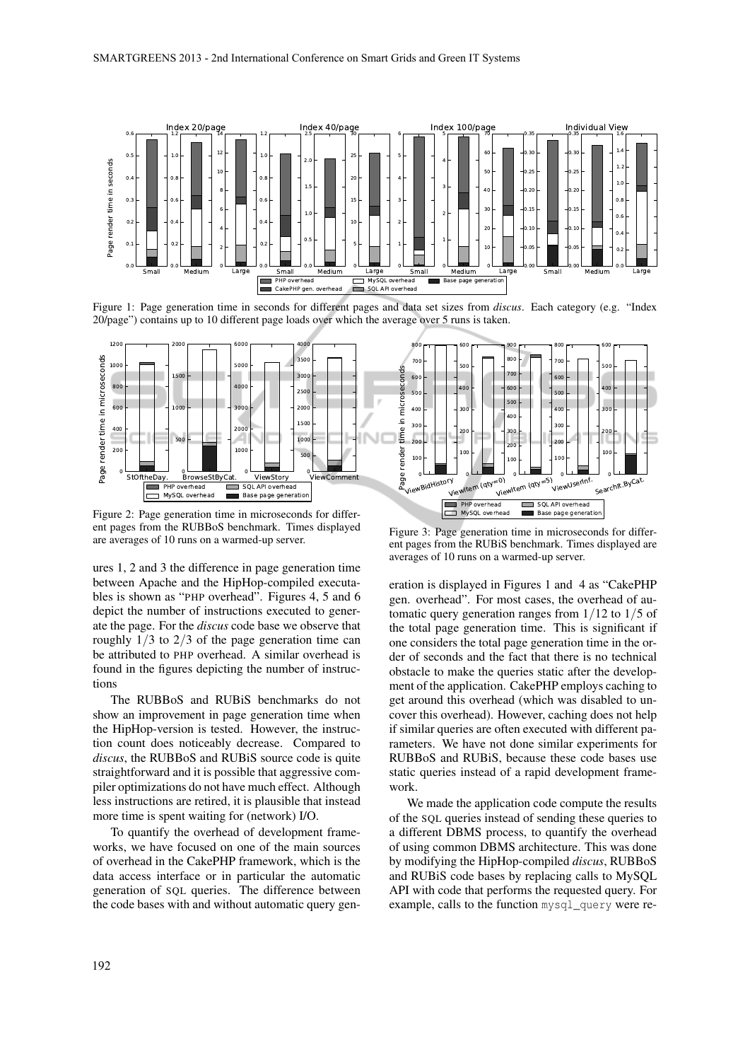Figure 1: Page generation time in seconds for different pages and data set sizes from *discus*. Each category (e.g. "Index 20/page") contains up to 10 different page loads over which the average over 5 runs is taken.

Figure 2: Page generation time in microseconds for different pages from the RUBBoS benchmark. Times displayed are averages of 10 runs on a warmed-up server.

Figure 3: Page generation time in microseconds for different pages from the RUBiS benchmark. Times displayed are averages of 10 runs on a warmed-up server.

ures 1, 2 and 3 the difference in page generation time between Apache and the HipHop-compiled executables is shown as "PHP overhead". Figures 4, 5 and 6 depict the number of instructions executed to generate the page. For the *discus* code base we observe that roughly $1/3$ to $2/3$ of the page generation time can be attributed to PHP overhead. A similar overhead is found in the figures depicting the number of instructions

The RUBBoS and RUBiS benchmarks do not show an improvement in page generation time when the HipHop-version is tested. However, the instruction count does noticeably decrease. Compared to *discus*, the RUBBoS and RUBiS source code is quite straightforward and it is possible that aggressive compiler optimizations do not have much effect. Although less instructions are retired, it is plausible that instead more time is spent waiting for (network) I/O.

To quantify the overhead of development frameworks, we have focused on one of the main sources of overhead in the CakePHP framework, which is the data access interface or in particular the automatic generation of SQL queries. The difference between the code bases with and without automatic query generation is displayed in Figures 1 and 4 as "CakePHP gen. overhead". For most cases, the overhead of automatic query generation ranges from $1/12$ to $1/5$ of the total page generation time. This is significant if one considers the total page generation time in the order of seconds and the fact that there is no technical obstacle to make the queries static after the development of the application. CakePHP employs caching to get around this overhead (which was disabled to uncover this overhead). However, caching does not help if similar queries are often executed with different parameters. We have not done similar experiments for RUBBoS and RUBiS, because these code bases use static queries instead of a rapid development framework.

We made the application code compute the results of the SQL queries instead of sending these queries to a different DBMS process, to quantify the overhead of using common DBMS architecture. This was done by modifying the HipHop-compiled *discus*, RUBBoS and RUBiS code bases by replacing calls to MySQL API with code that performs the requested query. For example, calls to the function `mysql_query` were re-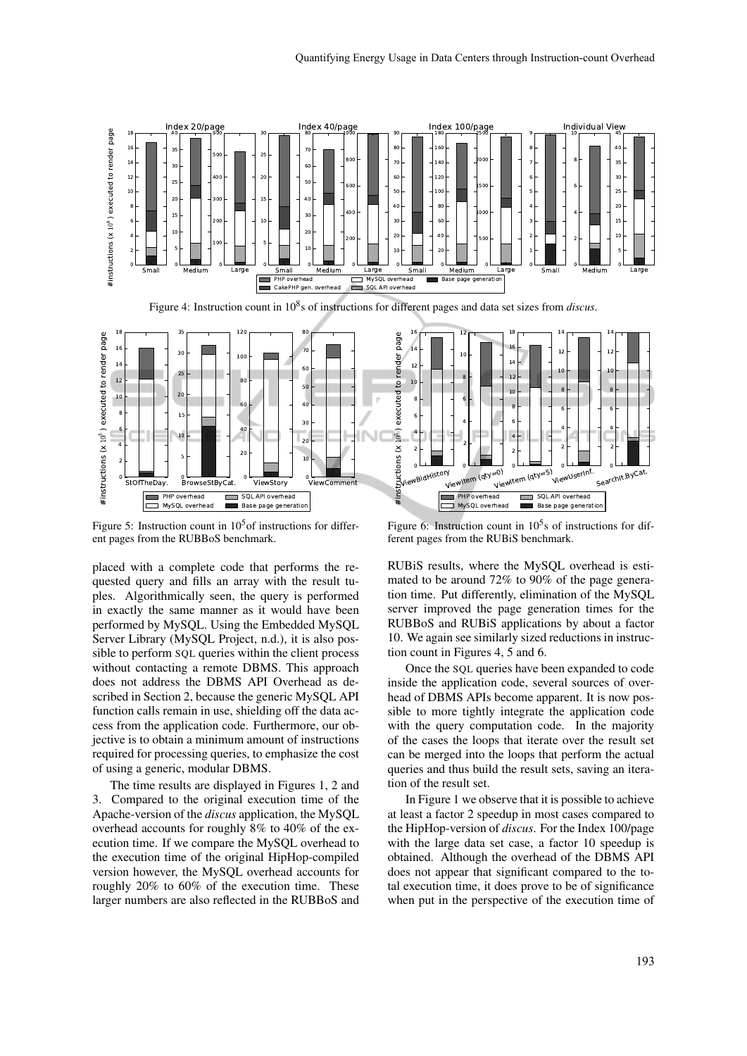Figure 4: Instruction count in $10^8$s of instructions for different pages and data set sizes from *discus*.

Figure 5: Instruction count in $10^5$of instructions for different pages from the RUBBoS benchmark.

Figure 6: Instruction count in $10^5$s of instructions for different pages from the RUBiS benchmark.

placed with a complete code that performs the requested query and fills an array with the result tuples. Algorithmically seen, the query is performed in exactly the same manner as it would have been performed by MySQL. Using the Embedded MySQL Server Library (MySQL Project, n.d.), it is also possible to perform SQL queries within the client process without contacting a remote DBMS. This approach does not address the DBMS API Overhead as described in Section 2, because the generic MySQL API function calls remain in use, shielding off the data access from the application code. Furthermore, our objective is to obtain a minimum amount of instructions required for processing queries, to emphasize the cost of using a generic, modular DBMS.

The time results are displayed in Figures 1, 2 and 3. Compared to the original execution time of the Apache-version of the *discus* application, the MySQL overhead accounts for roughly 8% to 40% of the execution time. If we compare the MySQL overhead to the execution time of the original HipHop-compiled version however, the MySQL overhead accounts for roughly 20% to 60% of the execution time. These larger numbers are also reflected in the RUBBoS and RUBiS results, where the MySQL overhead is estimated to be around 72% to 90% of the page generation time. Put differently, elimination of the MySQL server improved the page generation times for the RUBBoS and RUBiS applications by about a factor 10. We again see similarly sized reductions in instruction count in Figures 4, 5 and 6.

Once the SQL queries have been expanded to code inside the application code, several sources of overhead of DBMS APIs become apparent. It is now possible to more tightly integrate the application code with the query computation code. In the majority of the cases the loops that iterate over the result set can be merged into the loops that perform the actual queries and thus build the result sets, saving an iteration of the result set.

In Figure 1 we observe that it is possible to achieve at least a factor 2 speedup in most cases compared to the HipHop-version of *discus*. For the Index 100/page with the large data set case, a factor 10 speedup is obtained. Although the overhead of the DBMS API does not appear that significant compared to the total execution time, it does prove to be of significance when put in the perspective of the execution time of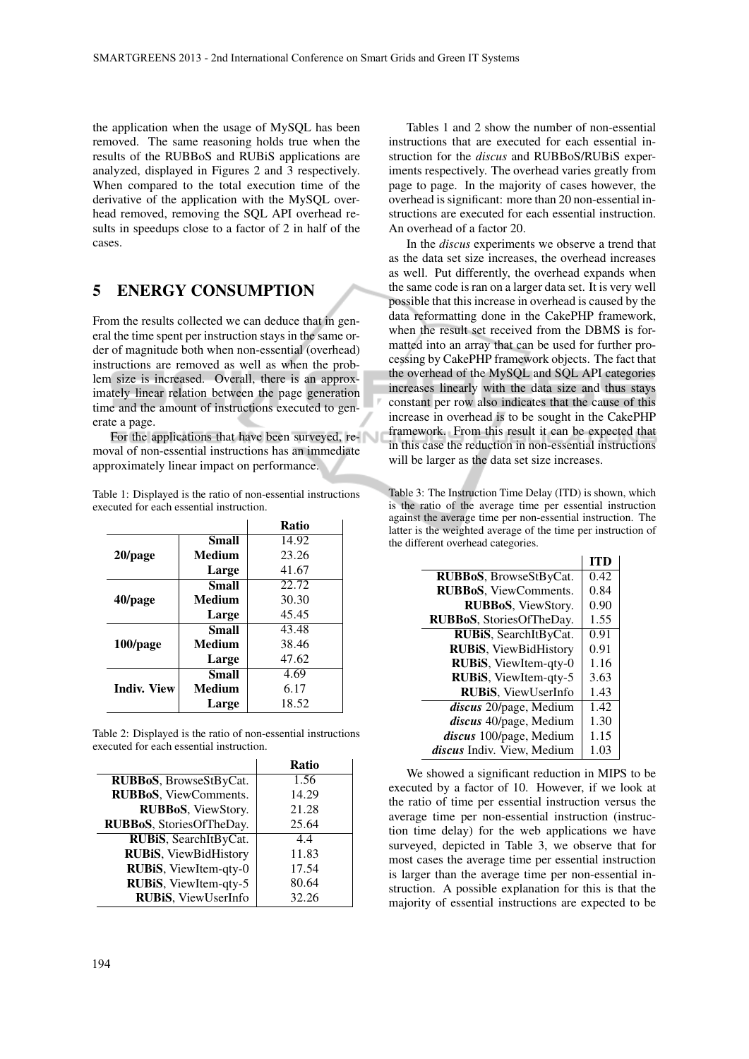the application when the usage of MySQL has been removed. The same reasoning holds true when the results of the RUBBoS and RUBiS applications are analyzed, displayed in Figures 2 and 3 respectively. When compared to the total execution time of the derivative of the application with the MySQL overhead removed, removing the SQL API overhead results in speedups close to a factor of 2 in half of the cases.

## 5 ENERGY CONSUMPTION

From the results collected we can deduce that in general the time spent per instruction stays in the same order of magnitude both when non-essential (overhead) instructions are removed as well as when the problem size is increased. Overall, there is an approximately linear relation between the page generation time and the amount of instructions executed to generate a page.

For the applications that have been surveyed, removal of non-essential instructions has an immediate approximately linear impact on performance.

Table 1: Displayed is the ratio of non-essential instructions executed for each essential instruction.

| | | Ratio |
|---|---|---|
| **20/page** | **Small** | 14.92 |
| | **Medium** | 23.26 |
| | **Large** | 41.67 |
| **40/page** | **Small** | 22.72 |
| | **Medium** | 30.30 |
| | **Large** | 45.45 |
| **100/page** | **Small** | 43.48 |
| | **Medium** | 38.46 |
| | **Large** | 47.62 |
| **Indiv. View** | **Small** | 4.69 |
| | **Medium** | 6.17 |
| | **Large** | 18.52 |

Table 2: Displayed is the ratio of non-essential instructions executed for each essential instruction.

| | Ratio |
|---|---|
| **RUBBoS**, BrowseStByCat. | 1.56 |
| **RUBBoS**, ViewComments. | 14.29 |
| **RUBBoS**, ViewStory. | 21.28 |
| **RUBBoS**, StoriesOfTheDay. | 25.64 |
| **RUBiS**, SearchItByCat. | 4.4 |
| **RUBiS**, ViewBidHistory | 11.83 |
| **RUBiS**, ViewItem-qty-0 | 17.54 |
| **RUBiS**, ViewItem-qty-5 | 80.64 |
| **RUBiS**, ViewUserInfo | 32.26 |

Tables 1 and 2 show the number of non-essential instructions that are executed for each essential instruction for the *discus* and RUBBoS/RUBiS experiments respectively. The overhead varies greatly from page to page. In the majority of cases however, the overhead is significant: more than 20 non-essential instructions are executed for each essential instruction. An overhead of a factor 20.

In the *discus* experiments we observe a trend that as the data set size increases, the overhead increases as well. Put differently, the overhead expands when the same code is ran on a larger data set. It is very well possible that this increase in overhead is caused by the data reformatting done in the CakePHP framework, when the result set received from the DBMS is formatted into an array that can be used for further processing by CakePHP framework objects. The fact that the overhead of the MySQL and SQL API categories increases linearly with the data size and thus stays constant per row also indicates that the cause of this increase in overhead is to be sought in the CakePHP framework. From this result it can be expected that in this case the reduction in non-essential instructions will be larger as the data set size increases.

Table 3: The Instruction Time Delay (ITD) is shown, which is the ratio of the average time per essential instruction against the average time per non-essential instruction. The latter is the weighted average of the time per instruction of the different overhead categories.

| | ITD |
|---|---|
| **RUBBoS**, BrowseStByCat. | 0.42 |
| **RUBBoS**, ViewComments. | 0.84 |
| **RUBBoS**, ViewStory. | 0.90 |
| **RUBBoS**, StoriesOfTheDay. | 1.55 |
| **RUBiS**, SearchItByCat. | 0.91 |
| **RUBiS**, ViewBidHistory | 0.91 |
| **RUBiS**, ViewItem-qty-0 | 1.16 |
| **RUBiS**, ViewItem-qty-5 | 3.63 |
| **RUBiS**, ViewUserInfo | 1.43 |
| ***discus*** 20/page, Medium | 1.42 |
| ***discus*** 40/page, Medium | 1.30 |
| ***discus*** 100/page, Medium | 1.15 |
| ***discus*** Indiv. View, Medium | 1.03 |

We showed a significant reduction in MIPS to be executed by a factor of 10. However, if we look at the ratio of time per essential instruction versus the average time per non-essential instruction (instruction time delay) for the web applications we have surveyed, depicted in Table 3, we observe that for most cases the average time per essential instruction is larger than the average time per non-essential instruction. A possible explanation for this is that the majority of essential instructions are expected to be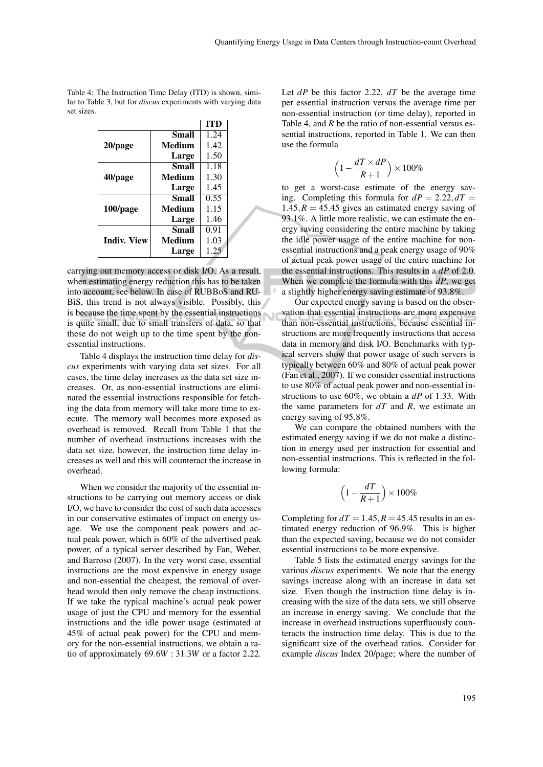Table 4: The Instruction Time Delay (ITD) is shown, similar to Table 3, but for *discus* experiments with varying data set sizes.

| | | ITD |
|---|---|---|
| **20/page** | **Small** | 1.24 |
| | **Medium** | 1.42 |
| | **Large** | 1.50 |
| **40/page** | **Small** | 1.18 |
| | **Medium** | 1.30 |
| | **Large** | 1.45 |
| **100/page** | **Small** | 0.55 |
| | **Medium** | 1.15 |
| | **Large** | 1.46 |
| **Indiv. View** | **Small** | 0.91 |
| | **Medium** | 1.03 |
| | **Large** | 1.25 |

carrying out memory access or disk I/O. As a result, when estimating energy reduction this has to be taken into account, see below. In case of RUBBoS and RUBiS, this trend is not always visible. Possibly, this is because the time spent by the essential instructions is quite small, due to small transfers of data, so that these do not weigh up to the time spent by the non-essential instructions.

Table 4 displays the instruction time delay for *discus* experiments with varying data set sizes. For all cases, the time delay increases as the data set size increases. Or, as non-essential instructions are eliminated the essential instructions responsible for fetching the data from memory will take more time to execute. The memory wall becomes more exposed as overhead is removed. Recall from Table 1 that the number of overhead instructions increases with the data set size, however, the instruction time delay increases as well and this will counteract the increase in overhead.

When we consider the majority of the essential instructions to be carrying out memory access or disk I/O, we have to consider the cost of such data accesses in our conservative estimates of impact on energy usage. We use the component peak powers and actual peak power, which is 60% of the advertised peak power, of a typical server described by Fan, Weber, and Barroso (2007). In the very worst case, essential instructions are the most expensive in energy usage and non-essential the cheapest, the removal of overhead would then only remove the cheap instructions. If we take the typical machine's actual peak power usage of just the CPU and memory for the essential instructions and the idle power usage (estimated at 45% of actual peak power) for the CPU and memory for the non-essential instructions, we obtain a ratio of approximately $69.6W : 31.3W$ or a factor 2.22.

Let $dP$ be this factor 2.22, $dT$ be the average time per essential instruction versus the average time per non-essential instruction (or time delay), reported in Table 4, and $R$ be the ratio of non-essential versus essential instructions, reported in Table 1. We can then use the formula

$$\left(1 - \frac{dT \times dP}{R+1}\right) \times 100\%$$

to get a worst-case estimate of the energy saving. Completing this formula for $dP = 2.22, dT = 1.45, R = 45.45$ gives an estimated energy saving of 93.1%. A little more realistic, we can estimate the energy saving considering the entire machine by taking the idle power usage of the entire machine for non-essential instructions and a peak energy usage of 90% of actual peak power usage of the entire machine for the essential instructions. This results in a $dP$ of 2.0. When we complete the formula with this $dP$, we get a slightly higher energy saving estimate of 93.8%.

Our expected energy saving is based on the observation that essential instructions are more expensive than non-essential instructions, because essential instructions are more frequently instructions that access data in memory and disk I/O. Benchmarks with typical servers show that power usage of such servers is typically between 60% and 80% of actual peak power (Fan et al., 2007). If we consider essential instructions to use 80% of actual peak power and non-essential instructions to use 60%, we obtain a $dP$ of 1.33. With the same parameters for $dT$ and $R$, we estimate an energy saving of 95.8%.

We can compare the obtained numbers with the estimated energy saving if we do not make a distinction in energy used per instruction for essential and non-essential instructions. This is reflected in the following formula:

$$\left(1 - \frac{dT}{R+1}\right) \times 100\%$$

Completing for $dT = 1.45, R = 45.45$ results in an estimated energy reduction of 96.9%. This is higher than the expected saving, because we do not consider essential instructions to be more expensive.

Table 5 lists the estimated energy savings for the various *discus* experiments. We note that the energy savings increase along with an increase in data set size. Even though the instruction time delay is increasing with the size of the data sets, we still observe an increase in energy saving. We conclude that the increase in overhead instructions superfluously counteracts the instruction time delay. This is due to the significant size of the overhead ratios. Consider for example *discus* Index 20/page; where the number of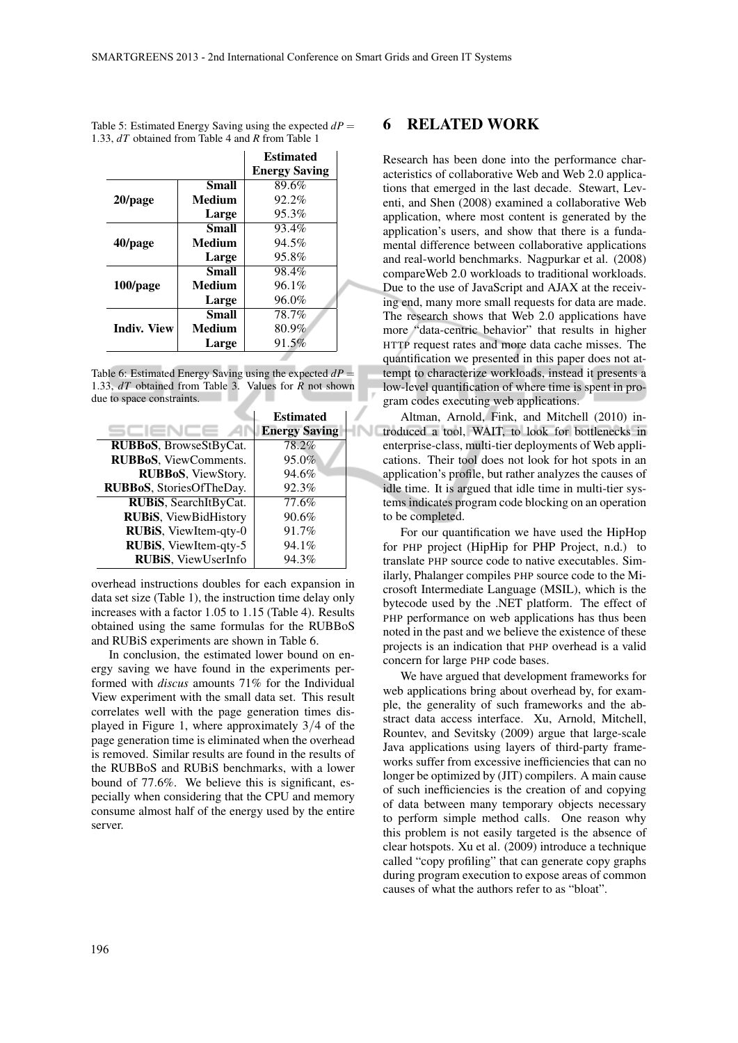Table 5: Estimated Energy Saving using the expected $dP = 1.33$, $dT$ obtained from Table 4 and $R$ from Table 1

| | | Estimated Energy Saving |
|---|---|---|
| **20/page** | **Small** | 89.6% |
| | **Medium** | 92.2% |
| | **Large** | 95.3% |
| **40/page** | **Small** | 93.4% |
| | **Medium** | 94.5% |
| | **Large** | 95.8% |
| **100/page** | **Small** | 98.4% |
| | **Medium** | 96.1% |
| | **Large** | 96.0% |
| **Indiv. View** | **Small** | 78.7% |
| | **Medium** | 80.9% |
| | **Large** | 91.5% |

Table 6: Estimated Energy Saving using the expected $dP = 1.33$, $dT$ obtained from Table 3. Values for $R$ not shown due to space constraints.

| | Estimated Energy Saving |
|---|---|
| **RUBBoS**, BrowseStByCat. | 78.2% |
| **RUBBoS**, ViewComments. | 95.0% |
| **RUBBoS**, ViewStory. | 94.6% |
| **RUBBoS**, StoriesOfTheDay. | 92.3% |
| **RUBiS**, SearchItByCat. | 77.6% |
| **RUBiS**, ViewBidHistory | 90.6% |
| **RUBiS**, ViewItem-qty-0 | 91.7% |
| **RUBiS**, ViewItem-qty-5 | 94.1% |
| **RUBiS**, ViewUserInfo | 94.3% |

overhead instructions doubles for each expansion in data set size (Table 1), the instruction time delay only increases with a factor 1.05 to 1.15 (Table 4). Results obtained using the same formulas for the RUBBoS and RUBiS experiments are shown in Table 6.

In conclusion, the estimated lower bound on energy saving we have found in the experiments performed with *discus* amounts 71% for the Individual View experiment with the small data set. This result correlates well with the page generation times displayed in Figure 1, where approximately 3/4 of the page generation time is eliminated when the overhead is removed. Similar results are found in the results of the RUBBoS and RUBiS benchmarks, with a lower bound of 77.6%. We believe this is significant, especially when considering that the CPU and memory consume almost half of the energy used by the entire server.

# 6 RELATED WORK

Research has been done into the performance characteristics of collaborative Web and Web 2.0 applications that emerged in the last decade. Stewart, Leventi, and Shen (2008) examined a collaborative Web application, where most content is generated by the application's users, and show that there is a fundamental difference between collaborative applications and real-world benchmarks. Nagpurkar et al. (2008) compareWeb 2.0 workloads to traditional workloads. Due to the use of JavaScript and AJAX at the receiving end, many more small requests for data are made. The research shows that Web 2.0 applications have more "data-centric behavior" that results in higher HTTP request rates and more data cache misses. The quantification we presented in this paper does not attempt to characterize workloads, instead it presents a low-level quantification of where time is spent in program codes executing web applications.

Altman, Arnold, Fink, and Mitchell (2010) introduced a tool, WAIT, to look for bottlenecks in enterprise-class, multi-tier deployments of Web applications. Their tool does not look for hot spots in an application's profile, but rather analyzes the causes of idle time. It is argued that idle time in multi-tier systems indicates program code blocking on an operation to be completed.

For our quantification we have used the HipHop for PHP project (HipHip for PHP Project, n.d.) to translate PHP source code to native executables. Similarly, Phalanger compiles PHP source code to the Microsoft Intermediate Language (MSIL), which is the bytecode used by the .NET platform. The effect of PHP performance on web applications has thus been noted in the past and we believe the existence of these projects is an indication that PHP overhead is a valid concern for large PHP code bases.

We have argued that development frameworks for web applications bring about overhead by, for example, the generality of such frameworks and the abstract data access interface. Xu, Arnold, Mitchell, Rountev, and Sevitsky (2009) argue that large-scale Java applications using layers of third-party frameworks suffer from excessive inefficiencies that can no longer be optimized by (JIT) compilers. A main cause of such inefficiencies is the creation of and copying of data between many temporary objects necessary to perform simple method calls. One reason why this problem is not easily targeted is the absence of clear hotspots. Xu et al. (2009) introduce a technique called "copy profiling" that can generate copy graphs during program execution to expose areas of common causes of what the authors refer to as "bloat".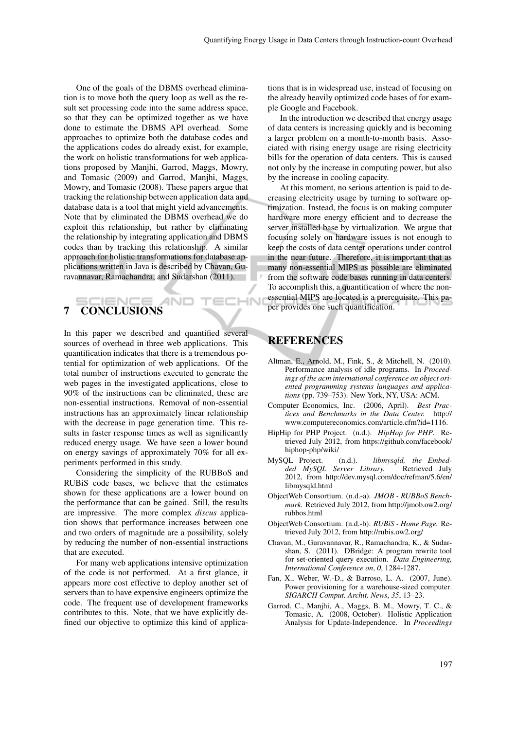One of the goals of the DBMS overhead elimination is to move both the query loop as well as the result set processing code into the same address space, so that they can be optimized together as we have done to estimate the DBMS API overhead. Some approaches to optimize both the database codes and the applications codes do already exist, for example, the work on holistic transformations for web applications proposed by Manjhi, Garrod, Maggs, Mowry, and Tomasic (2009) and Garrod, Manjhi, Maggs, Mowry, and Tomasic (2008). These papers argue that tracking the relationship between application data and database data is a tool that might yield advancements. Note that by eliminated the DBMS overhead we do exploit this relationship, but rather by eliminating the relationship by integrating application and DBMS codes than by tracking this relationship. A similar approach for holistic transformations for database applications written in Java is described by Chavan, Guravannavar, Ramachandra, and Sudarshan (2011).

## 7 CONCLUSIONS

In this paper we described and quantified several sources of overhead in three web applications. This quantification indicates that there is a tremendous potential for optimization of web applications. Of the total number of instructions executed to generate the web pages in the investigated applications, close to 90% of the instructions can be eliminated, these are non-essential instructions. Removal of non-essential instructions has an approximately linear relationship with the decrease in page generation time. This results in faster response times as well as significantly reduced energy usage. We have seen a lower bound on energy savings of approximately 70% for all experiments performed in this study.

Considering the simplicity of the RUBBoS and RUBiS code bases, we believe that the estimates shown for these applications are a lower bound on the performance that can be gained. Still, the results are impressive. The more complex *discus* application shows that performance increases between one and two orders of magnitude are a possibility, solely by reducing the number of non-essential instructions that are executed.

For many web applications intensive optimization of the code is not performed. At a first glance, it appears more cost effective to deploy another set of servers than to have expensive engineers optimize the code. The frequent use of development frameworks contributes to this. Note, that we have explicitly defined our objective to optimize this kind of applications that is in widespread use, instead of focusing on the already heavily optimized code bases of for example Google and Facebook.

In the introduction we described that energy usage of data centers is increasing quickly and is becoming a larger problem on a month-to-month basis. Associated with rising energy usage are rising electricity bills for the operation of data centers. This is caused not only by the increase in computing power, but also by the increase in cooling capacity.

At this moment, no serious attention is paid to decreasing electricity usage by turning to software optimization. Instead, the focus is on making computer hardware more energy efficient and to decrease the server installed base by virtualization. We argue that focusing solely on hardware issues is not enough to keep the costs of data center operations under control in the near future. Therefore, it is important that as many non-essential MIPS as possible are eliminated from the software code bases running in data centers. To accomplish this, a quantification of where the non-essential MIPS are located is a prerequisite. This paper provides one such quantification.

## REFERENCES

Altman, E., Arnold, M., Fink, S., & Mitchell, N. (2010). Performance analysis of idle programs. In *Proceedings of the acm international conference on object oriented programming systems languages and applications* (pp. 739–753). New York, NY, USA: ACM.

Computer Economics, Inc. (2006, April). *Best Practices and Benchmarks in the Data Center.* http://www.computereconomics.com/article.cfm?id=1116.

HipHip for PHP Project. (n.d.). *HipHop for PHP.* Retrieved July 2012, from https://github.com/facebook/hiphop-php/wiki/

MySQL Project. (n.d.). *libmysqld, the Embedded MySQL Server Library.* Retrieved July 2012, from http://dev.mysql.com/doc/refman/5.6/en/libmysqld.html

ObjectWeb Consortium. (n.d.-a). *JMOB - RUBBoS Benchmark.* Retrieved July 2012, from http://jmob.ow2.org/rubbos.html

ObjectWeb Consortium. (n.d.-b). *RUBiS - Home Page.* Retrieved July 2012, from http://rubis.ow2.org/

Chavan, M., Guravannavar, R., Ramachandra, K., & Sudarshan, S. (2011). DBridge: A program rewrite tool for set-oriented query execution. *Data Engineering, International Conference on*, *0*, 1284-1287.

Fan, X., Weber, W.-D., & Barroso, L. A. (2007, June). Power provisioning for a warehouse-sized computer. *SIGARCH Comput. Archit. News*, *35*, 13–23.

Garrod, C., Manjhi, A., Maggs, B. M., Mowry, T. C., & Tomasic, A. (2008, October). Holistic Application Analysis for Update-Independence. In *Proceedings*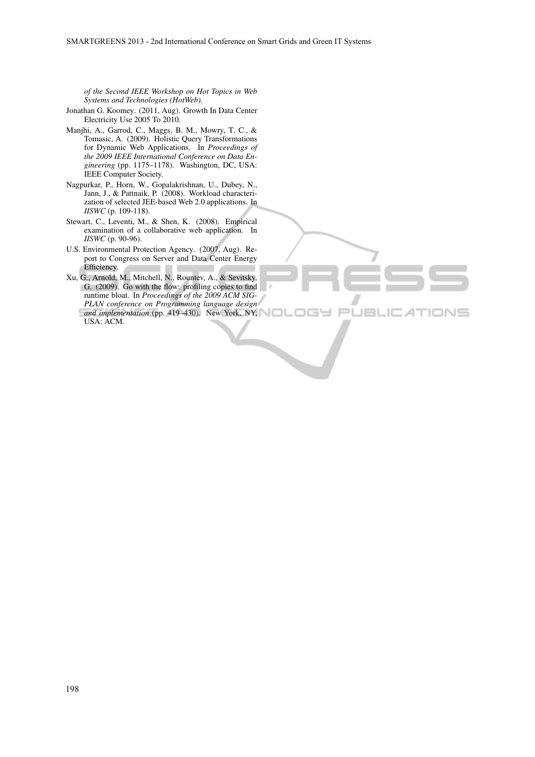*of the Second IEEE Workshop on Hot Topics in Web Systems and Technologies (HotWeb).*

Jonathan G. Koomey. (2011, Aug). Growth In Data Center Electricity Use 2005 To 2010.

Manjhi, A., Garrod, C., Maggs, B. M., Mowry, T. C., & Tomasic, A. (2009). Holistic Query Transformations for Dynamic Web Applications. In *Proceedings of the 2009 IEEE International Conference on Data Engineering* (pp. 1175–1178). Washington, DC, USA: IEEE Computer Society.

Nagpurkar, P., Horn, W., Gopalakrishnan, U., Dubey, N., Jann, J., & Pattnaik, P. (2008). Workload characterization of selected JEE-based Web 2.0 applications. In *IISWC* (p. 109-118).

Stewart, C., Leventi, M., & Shen, K. (2008). Empirical examination of a collaborative web application. In *IISWC* (p. 90-96).

U.S. Environmental Protection Agency. (2007, Aug). Report to Congress on Server and Data Center Energy Efficiency.

Xu, G., Arnold, M., Mitchell, N., Rountev, A., & Sevitsky, G. (2009). Go with the flow: profiling copies to find runtime bloat. In *Proceedings of the 2009 ACM SIGPLAN conference on Programming language design and implementation* (pp. 419–430). New York, NY, USA: ACM.